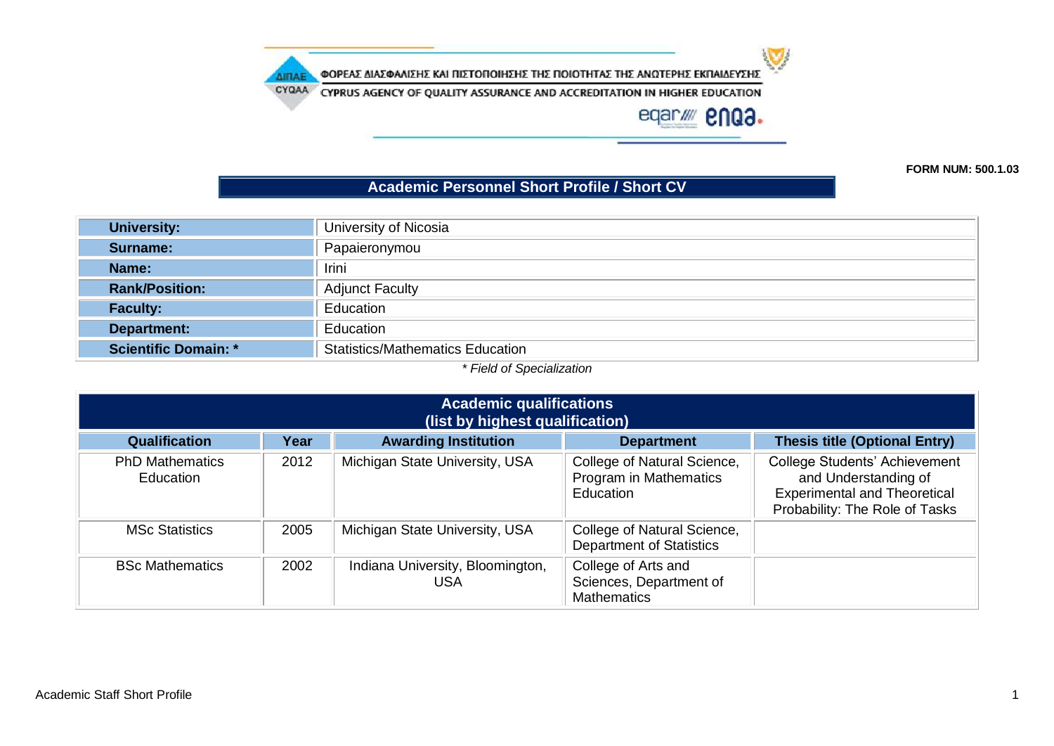ΦΟΡΕΑΣ ΔΙΑΣΦΑΛΙΣΗΣ ΚΑΙ ΠΙΣΤΟΠΟΙΗΣΗΣ ΤΗΣ ΠΟΙΟΤΗΤΑΣ ΤΗΣ ΑΝΩΤΕΡΗΣ ΕΚΠΑΙΔΕΥΣΗΣ
CYPRUS AGENCY OF QUALITY ASSURANCE AND ACCREDITATION IN HIGHER EDUCATION

**FORM NUM: 500.1.03**

## Academic Personnel Short Profile / Short CV

| | |
|---|---|
| **University:** | University of Nicosia |
| **Surname:** | Papaieronymou |
| **Name:** | Irini |
| **Rank/Position:** | Adjunct Faculty |
| **Faculty:** | Education |
| **Department:** | Education |
| **Scientific Domain: *** | Statistics/Mathematics Education |

*\* Field of Specialization*

### Academic qualifications (list by highest qualification)

| Qualification | Year | Awarding Institution | Department | Thesis title (Optional Entry) |
|---|---|---|---|---|
| PhD Mathematics Education | 2012 | Michigan State University, USA | College of Natural Science, Program in Mathematics Education | College Students' Achievement and Understanding of Experimental and Theoretical Probability: The Role of Tasks |
| MSc Statistics | 2005 | Michigan State University, USA | College of Natural Science, Department of Statistics | |
| BSc Mathematics | 2002 | Indiana University, Bloomington, USA | College of Arts and Sciences, Department of Mathematics | |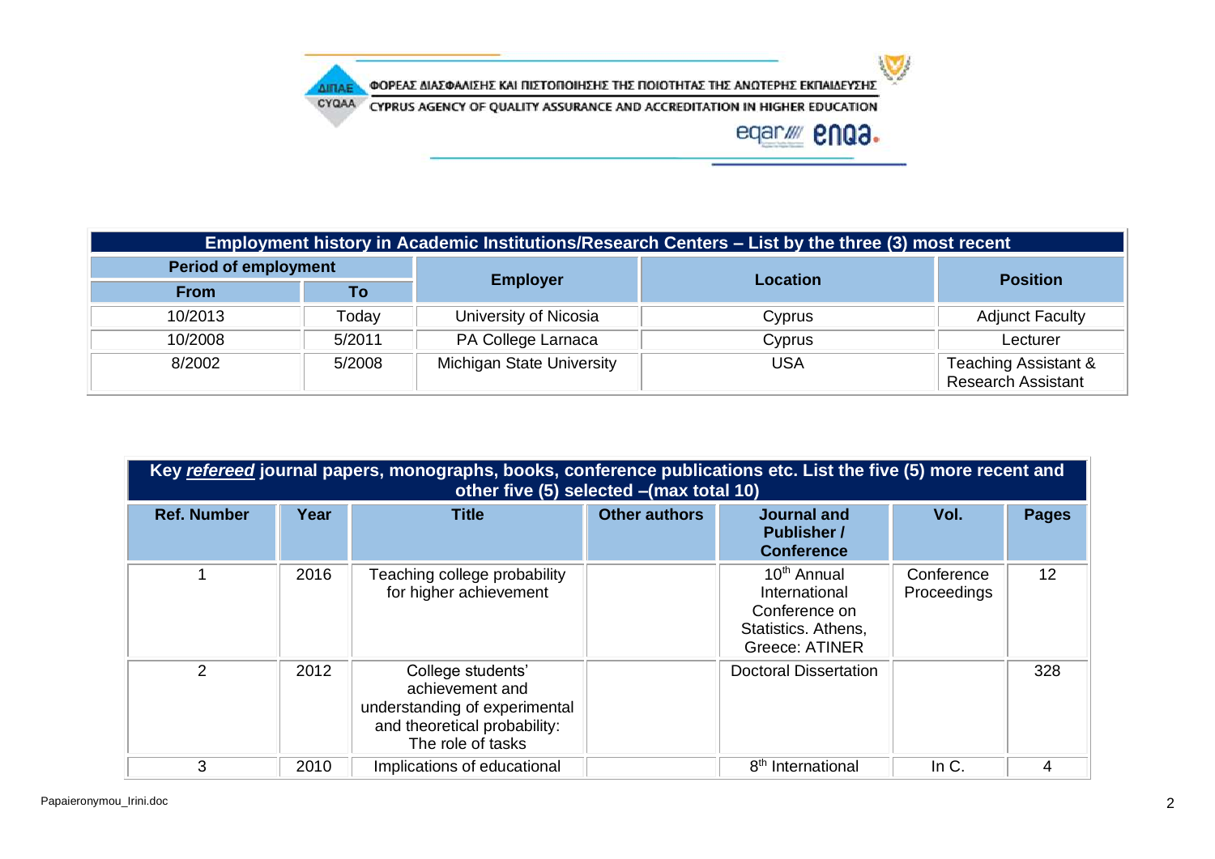| Employment history in Academic Institutions/Research Centers – List by the three (3) most recent | | | | |
|---|---|---|---|---|
| Period of employment | | Employer | Location | Position |
| From | To | | | |
| 10/2013 | Today | University of Nicosia | Cyprus | Adjunct Faculty |
| 10/2008 | 5/2011 | PA College Larnaca | Cyprus | Lecturer |
| 8/2002 | 5/2008 | Michigan State University | USA | Teaching Assistant & Research Assistant |

| Key ***refereed*** journal papers, monographs, books, conference publications etc. List the five (5) more recent and other five (5) selected –(max total 10) | | | | | | |
|---|---|---|---|---|---|---|
| **Ref. Number** | **Year** | **Title** | **Other authors** | **Journal and Publisher / Conference** | **Vol.** | **Pages** |
| 1 | 2016 | Teaching college probability for higher achievement | | 10th Annual International Conference on Statistics. Athens, Greece: ATINER | Conference Proceedings | 12 |
| 2 | 2012 | College students' achievement and understanding of experimental and theoretical probability: The role of tasks | | Doctoral Dissertation | | 328 |
| 3 | 2010 | Implications of educational | | 8th International | In C. | 4 |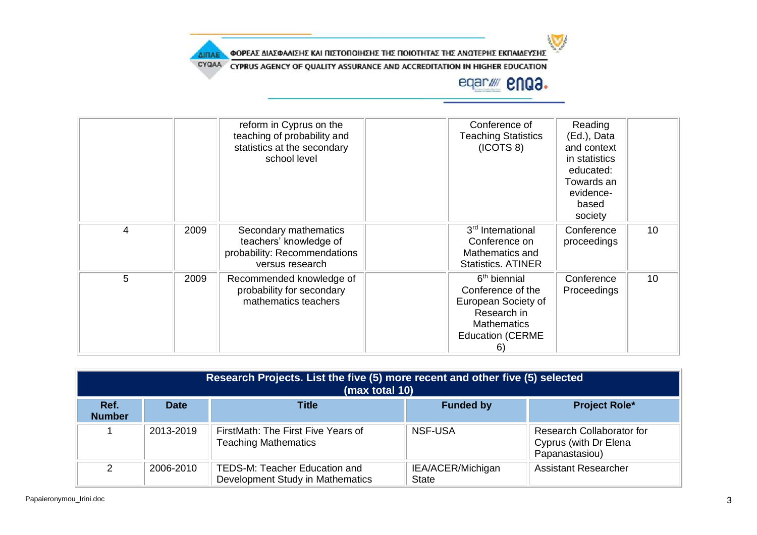|  |  | reform in Cyprus on the teaching of probability and statistics at the secondary school level |  | Conference of Teaching Statistics (ICOTS 8) | Reading (Ed.), Data and context in statistics educated: Towards an evidence-based society |  |
|---|---|---|---|---|---|---|
| 4 | 2009 | Secondary mathematics teachers' knowledge of probability: Recommendations versus research |  | 3rd International Conference on Mathematics and Statistics. ATINER | Conference proceedings | 10 |
| 5 | 2009 | Recommended knowledge of probability for secondary mathematics teachers |  | 6th biennial Conference of the European Society of Research in Mathematics Education (CERME 6) | Conference Proceedings | 10 |

| Research Projects. List the five (5) more recent and other five (5) selected (max total 10) | | | | |
|---|---|---|---|---|
| **Ref. Number** | **Date** | **Title** | **Funded by** | **Project Role*** |
| 1 | 2013-2019 | FirstMath: The First Five Years of Teaching Mathematics | NSF-USA | Research Collaborator for Cyprus (with Dr Elena Papanastasiou) |
| 2 | 2006-2010 | TEDS-M: Teacher Education and Development Study in Mathematics | IEA/ACER/Michigan State | Assistant Researcher |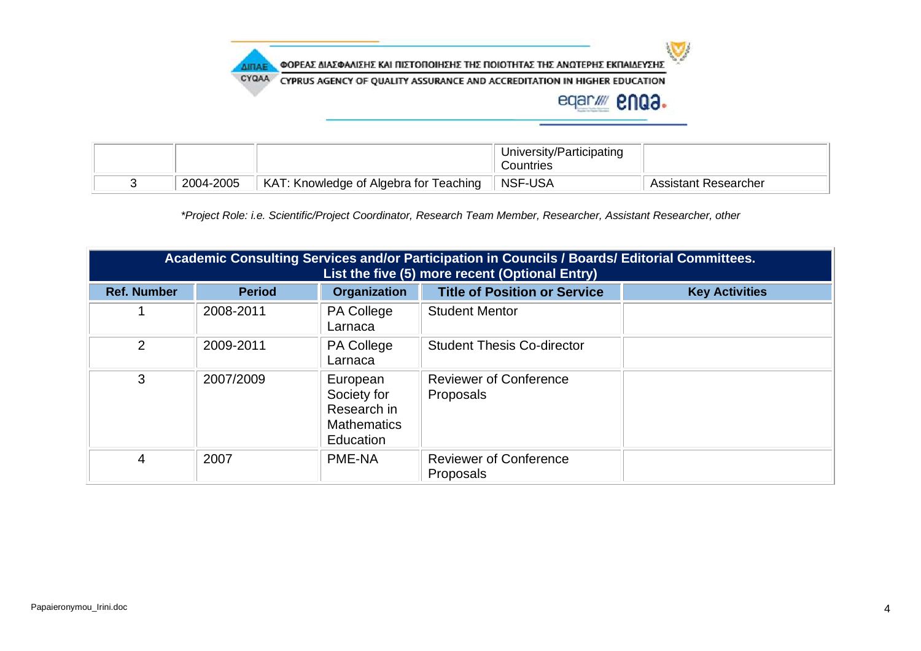| | | | University/Participating Countries | |
|---|---|---|---|---|
| 3 | 2004-2005 | KAT: Knowledge of Algebra for Teaching | NSF-USA | Assistant Researcher |

*\*Project Role: i.e. Scientific/Project Coordinator, Research Team Member, Researcher, Assistant Researcher, other*

| **Academic Consulting Services and/or Participation in Councils / Boards/ Editorial Committees. List the five (5) more recent (Optional Entry)** | | | | |
|---|---|---|---|---|
| **Ref. Number** | **Period** | **Organization** | **Title of Position or Service** | **Key Activities** |
| 1 | 2008-2011 | PA College Larnaca | Student Mentor | |
| 2 | 2009-2011 | PA College Larnaca | Student Thesis Co-director | |
| 3 | 2007/2009 | European Society for Research in Mathematics Education | Reviewer of Conference Proposals | |
| 4 | 2007 | PME-NA | Reviewer of Conference Proposals | |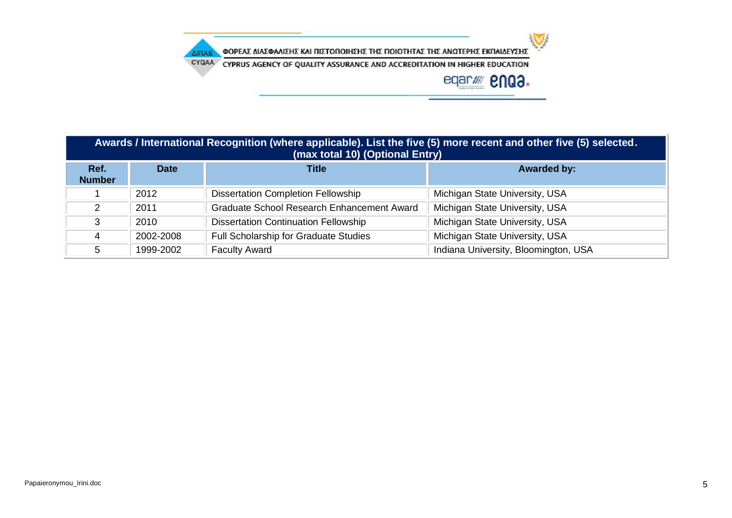| **Awards / International Recognition (where applicable). List the five (5) more recent and other five (5) selected. (max total 10) (Optional Entry)** | | | |
|---|---|---|---|
| **Ref. Number** | **Date** | **Title** | **Awarded by:** |
| 1 | 2012 | Dissertation Completion Fellowship | Michigan State University, USA |
| 2 | 2011 | Graduate School Research Enhancement Award | Michigan State University, USA |
| 3 | 2010 | Dissertation Continuation Fellowship | Michigan State University, USA |
| 4 | 2002-2008 | Full Scholarship for Graduate Studies | Michigan State University, USA |
| 5 | 1999-2002 | Faculty Award | Indiana University, Bloomington, USA |